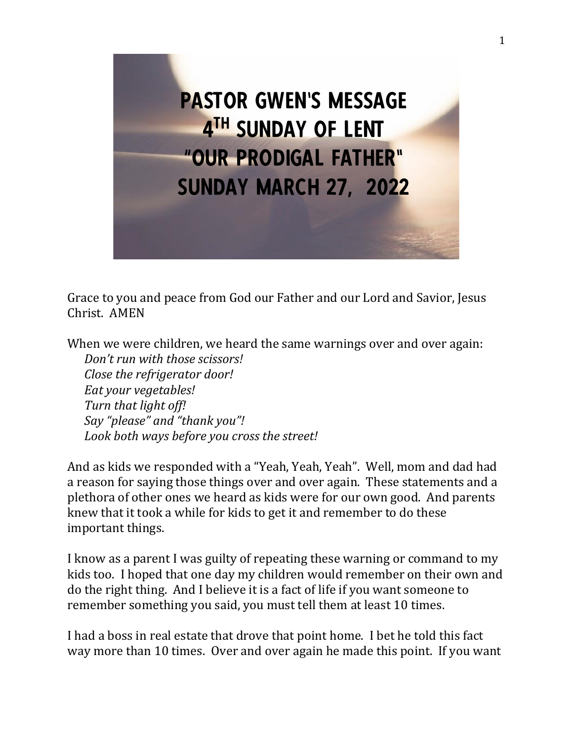# PASTOR GWEN'S MESSAGE
# 4TH SUNDAY OF LENT
# "OUR PRODIGAL FATHER"
# SUNDAY MARCH 27, 2022

Grace to you and peace from God our Father and our Lord and Savior, Jesus Christ. AMEN

When we were children, we heard the same warnings over and over again:

*Don't run with those scissors!*
*Close the refrigerator door!*
*Eat your vegetables!*
*Turn that light off!*
*Say "please" and "thank you"!*
*Look both ways before you cross the street!*

And as kids we responded with a "Yeah, Yeah, Yeah". Well, mom and dad had a reason for saying those things over and over again. These statements and a plethora of other ones we heard as kids were for our own good. And parents knew that it took a while for kids to get it and remember to do these important things.

I know as a parent I was guilty of repeating these warning or command to my kids too. I hoped that one day my children would remember on their own and do the right thing. And I believe it is a fact of life if you want someone to remember something you said, you must tell them at least 10 times.

I had a boss in real estate that drove that point home. I bet he told this fact way more than 10 times. Over and over again he made this point. If you want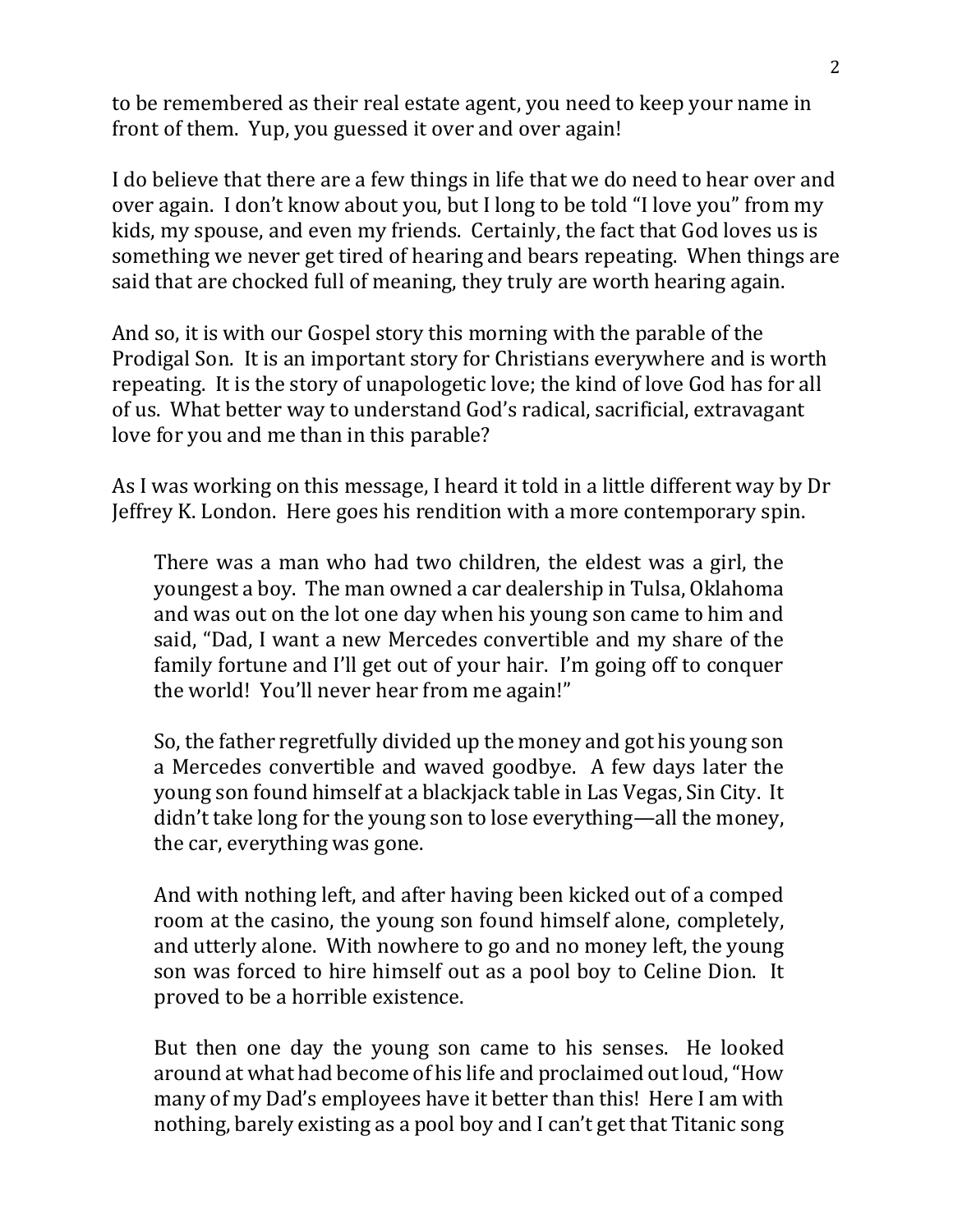to be remembered as their real estate agent, you need to keep your name in front of them. Yup, you guessed it over and over again!

I do believe that there are a few things in life that we do need to hear over and over again. I don't know about you, but I long to be told "I love you" from my kids, my spouse, and even my friends. Certainly, the fact that God loves us is something we never get tired of hearing and bears repeating. When things are said that are chocked full of meaning, they truly are worth hearing again.

And so, it is with our Gospel story this morning with the parable of the Prodigal Son. It is an important story for Christians everywhere and is worth repeating. It is the story of unapologetic love; the kind of love God has for all of us. What better way to understand God's radical, sacrificial, extravagant love for you and me than in this parable?

As I was working on this message, I heard it told in a little different way by Dr Jeffrey K. London. Here goes his rendition with a more contemporary spin.

> There was a man who had two children, the eldest was a girl, the youngest a boy. The man owned a car dealership in Tulsa, Oklahoma and was out on the lot one day when his young son came to him and said, "Dad, I want a new Mercedes convertible and my share of the family fortune and I'll get out of your hair. I'm going off to conquer the world! You'll never hear from me again!"
>
> So, the father regretfully divided up the money and got his young son a Mercedes convertible and waved goodbye. A few days later the young son found himself at a blackjack table in Las Vegas, Sin City. It didn't take long for the young son to lose everything—all the money, the car, everything was gone.
>
> And with nothing left, and after having been kicked out of a comped room at the casino, the young son found himself alone, completely, and utterly alone. With nowhere to go and no money left, the young son was forced to hire himself out as a pool boy to Celine Dion. It proved to be a horrible existence.
>
> But then one day the young son came to his senses. He looked around at what had become of his life and proclaimed out loud, "How many of my Dad's employees have it better than this! Here I am with nothing, barely existing as a pool boy and I can't get that Titanic song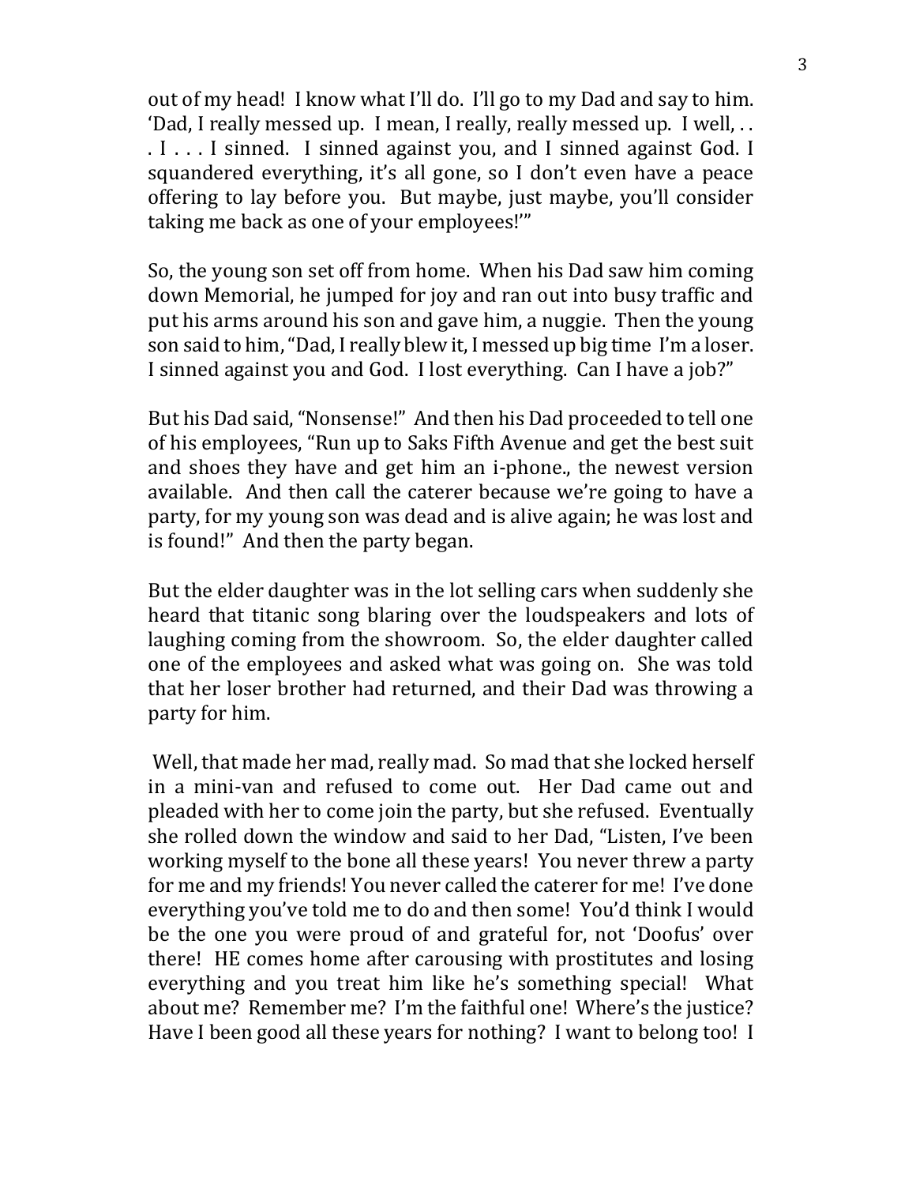out of my head! I know what I'll do. I'll go to my Dad and say to him. 'Dad, I really messed up. I mean, I really, really messed up. I well, . . . I . . . I sinned. I sinned against you, and I sinned against God. I squandered everything, it's all gone, so I don't even have a peace offering to lay before you. But maybe, just maybe, you'll consider taking me back as one of your employees!'"

So, the young son set off from home. When his Dad saw him coming down Memorial, he jumped for joy and ran out into busy traffic and put his arms around his son and gave him, a nuggie. Then the young son said to him, "Dad, I really blew it, I messed up big time I'm a loser. I sinned against you and God. I lost everything. Can I have a job?"

But his Dad said, "Nonsense!" And then his Dad proceeded to tell one of his employees, "Run up to Saks Fifth Avenue and get the best suit and shoes they have and get him an i-phone., the newest version available. And then call the caterer because we're going to have a party, for my young son was dead and is alive again; he was lost and is found!" And then the party began.

But the elder daughter was in the lot selling cars when suddenly she heard that titanic song blaring over the loudspeakers and lots of laughing coming from the showroom. So, the elder daughter called one of the employees and asked what was going on. She was told that her loser brother had returned, and their Dad was throwing a party for him.

Well, that made her mad, really mad. So mad that she locked herself in a mini-van and refused to come out. Her Dad came out and pleaded with her to come join the party, but she refused. Eventually she rolled down the window and said to her Dad, "Listen, I've been working myself to the bone all these years! You never threw a party for me and my friends! You never called the caterer for me! I've done everything you've told me to do and then some! You'd think I would be the one you were proud of and grateful for, not 'Doofus' over there! HE comes home after carousing with prostitutes and losing everything and you treat him like he's something special! What about me? Remember me? I'm the faithful one! Where's the justice? Have I been good all these years for nothing? I want to belong too! I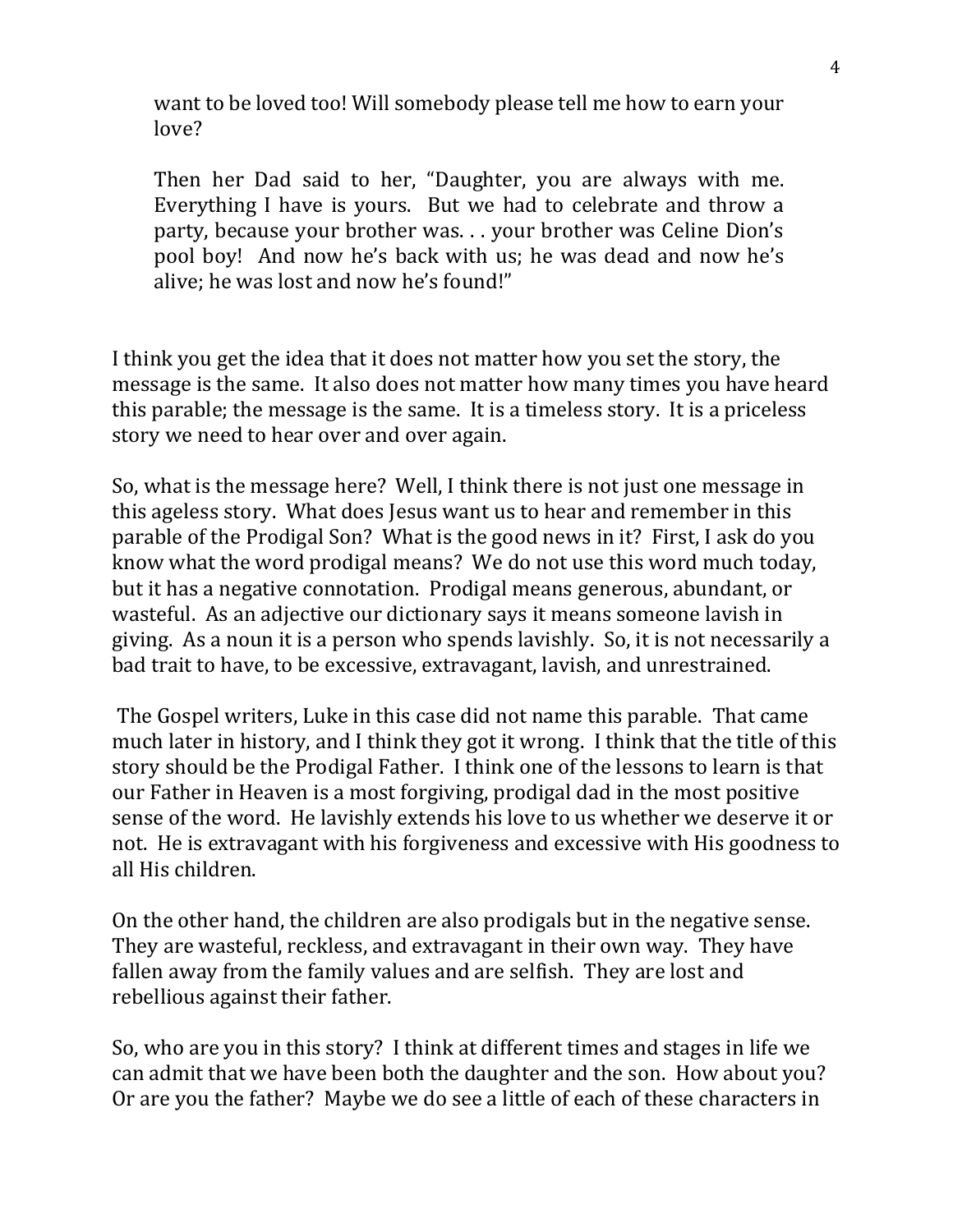> want to be loved too! Will somebody please tell me how to earn your love?
>
> Then her Dad said to her, "Daughter, you are always with me. Everything I have is yours. But we had to celebrate and throw a party, because your brother was. . . your brother was Celine Dion's pool boy! And now he's back with us; he was dead and now he's alive; he was lost and now he's found!"

I think you get the idea that it does not matter how you set the story, the message is the same. It also does not matter how many times you have heard this parable; the message is the same. It is a timeless story. It is a priceless story we need to hear over and over again.

So, what is the message here? Well, I think there is not just one message in this ageless story. What does Jesus want us to hear and remember in this parable of the Prodigal Son? What is the good news in it? First, I ask do you know what the word prodigal means? We do not use this word much today, but it has a negative connotation. Prodigal means generous, abundant, or wasteful. As an adjective our dictionary says it means someone lavish in giving. As a noun it is a person who spends lavishly. So, it is not necessarily a bad trait to have, to be excessive, extravagant, lavish, and unrestrained.

The Gospel writers, Luke in this case did not name this parable. That came much later in history, and I think they got it wrong. I think that the title of this story should be the Prodigal Father. I think one of the lessons to learn is that our Father in Heaven is a most forgiving, prodigal dad in the most positive sense of the word. He lavishly extends his love to us whether we deserve it or not. He is extravagant with his forgiveness and excessive with His goodness to all His children.

On the other hand, the children are also prodigals but in the negative sense. They are wasteful, reckless, and extravagant in their own way. They have fallen away from the family values and are selfish. They are lost and rebellious against their father.

So, who are you in this story? I think at different times and stages in life we can admit that we have been both the daughter and the son. How about you? Or are you the father? Maybe we do see a little of each of these characters in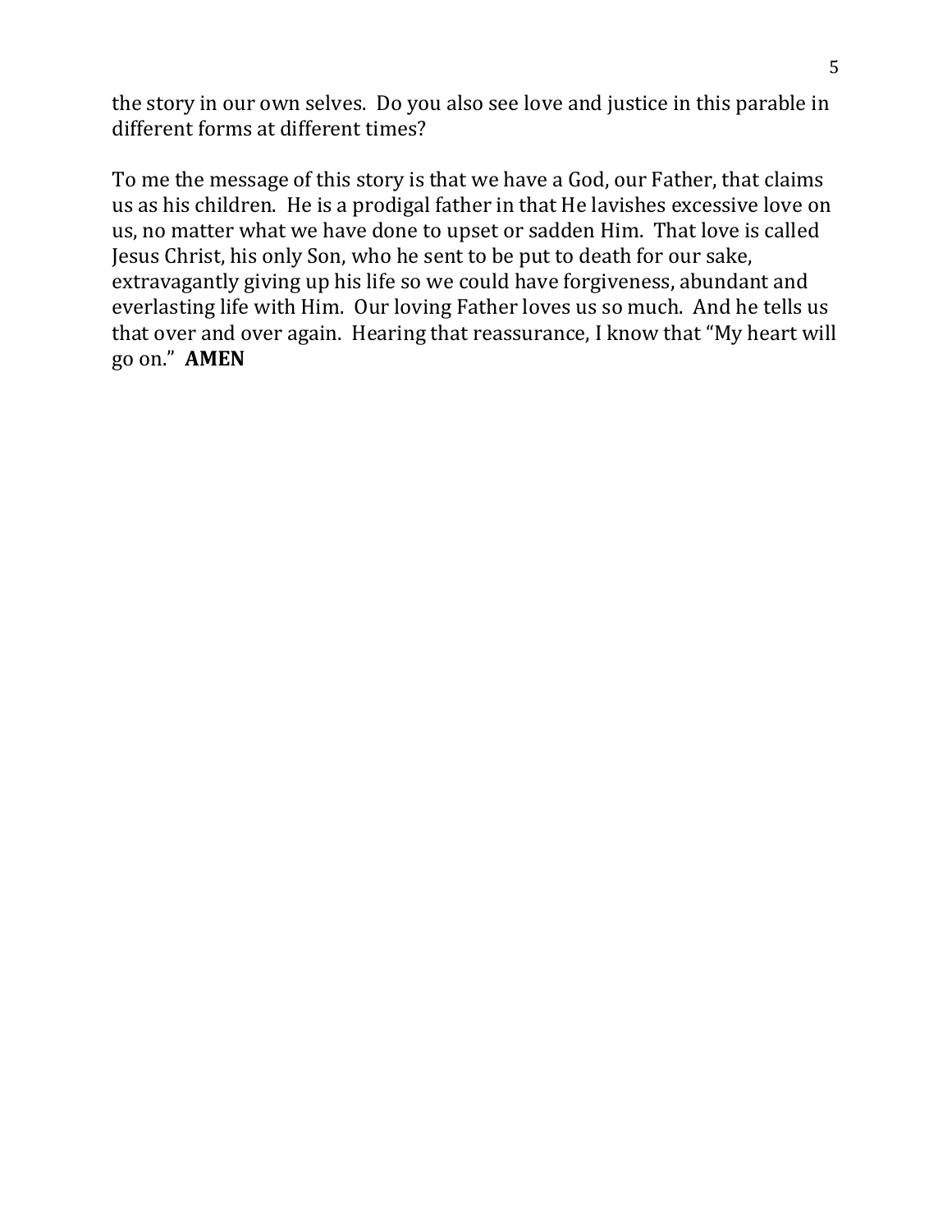the story in our own selves. Do you also see love and justice in this parable in different forms at different times?

To me the message of this story is that we have a God, our Father, that claims us as his children. He is a prodigal father in that He lavishes excessive love on us, no matter what we have done to upset or sadden Him. That love is called Jesus Christ, his only Son, who he sent to be put to death for our sake, extravagantly giving up his life so we could have forgiveness, abundant and everlasting life with Him. Our loving Father loves us so much. And he tells us that over and over again. Hearing that reassurance, I know that "My heart will go on." **AMEN**